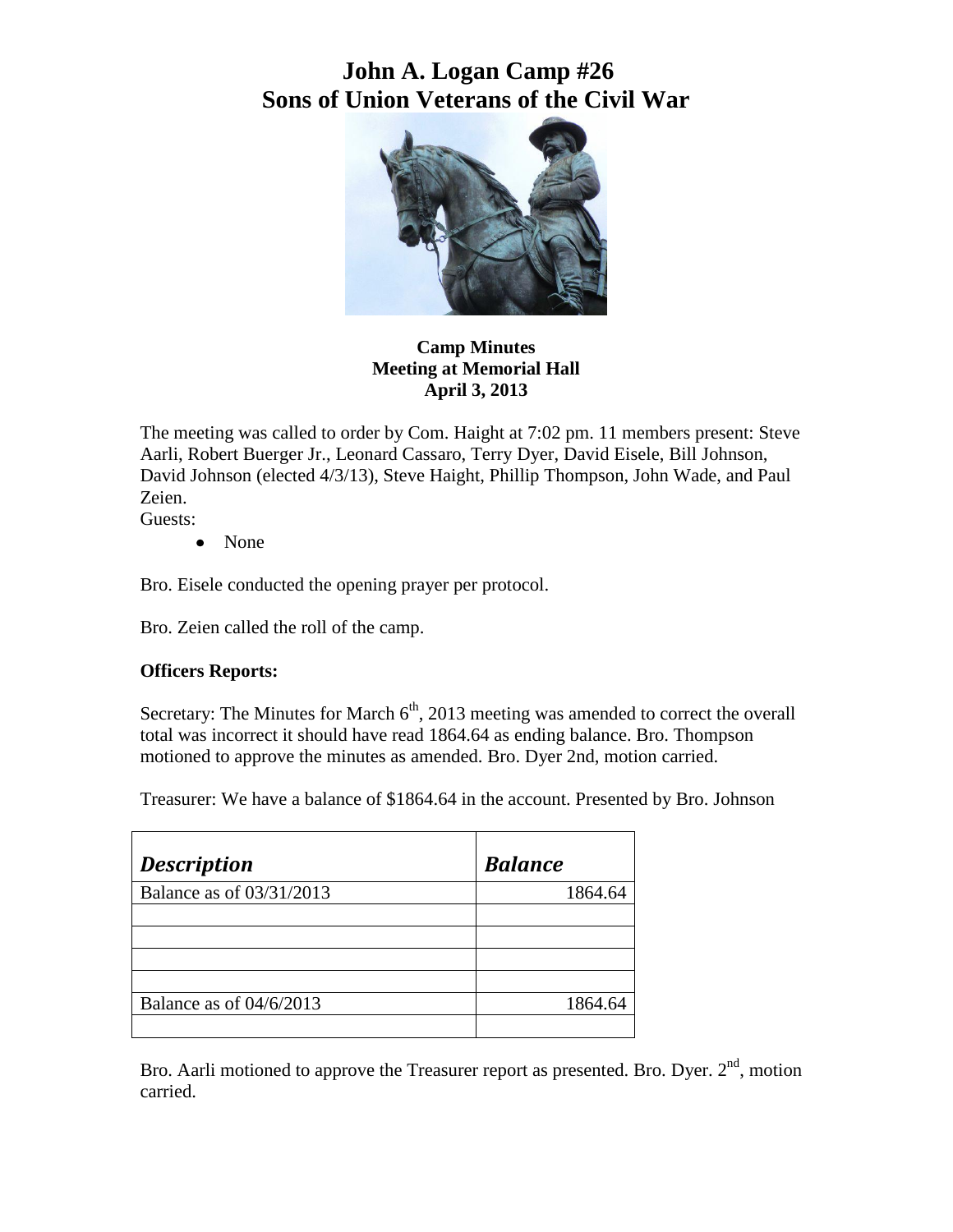# John A. Logan Camp #26
# Sons of Union Veterans of the Civil War

**Camp Minutes**
**Meeting at Memorial Hall**
**April 3, 2013**

The meeting was called to order by Com. Haight at 7:02 pm. 11 members present: Steve Aarli, Robert Buerger Jr., Leonard Cassaro, Terry Dyer, David Eisele, Bill Johnson, David Johnson (elected 4/3/13), Steve Haight, Phillip Thompson, John Wade, and Paul Zeien.

Guests:

- None

Bro. Eisele conducted the opening prayer per protocol.

Bro. Zeien called the roll of the camp.

**Officers Reports:**

Secretary: The Minutes for March 6th, 2013 meeting was amended to correct the overall total was incorrect it should have read 1864.64 as ending balance. Bro. Thompson motioned to approve the minutes as amended. Bro. Dyer 2nd, motion carried.

Treasurer: We have a balance of $1864.64 in the account. Presented by Bro. Johnson

| *Description* | *Balance* |
|---|---:|
| Balance as of 03/31/2013 | 1864.64 |
| | |
| | |
| | |
| | |
| Balance as of 04/6/2013 | 1864.64 |
| | |

Bro. Aarli motioned to approve the Treasurer report as presented. Bro. Dyer. 2nd, motion carried.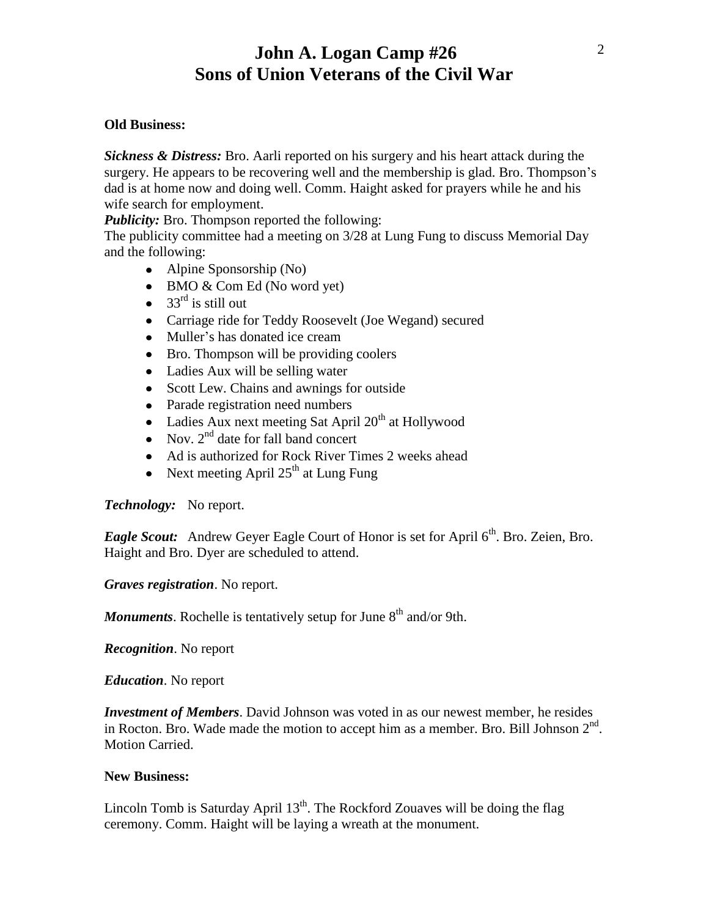# John A. Logan Camp #26
# Sons of Union Veterans of the Civil War

**Old Business:**

***Sickness & Distress:*** Bro. Aarli reported on his surgery and his heart attack during the surgery. He appears to be recovering well and the membership is glad. Bro. Thompson's dad is at home now and doing well. Comm. Haight asked for prayers while he and his wife search for employment.

***Publicity:*** Bro. Thompson reported the following:

The publicity committee had a meeting on 3/28 at Lung Fung to discuss Memorial Day and the following:

- Alpine Sponsorship (No)
- BMO & Com Ed (No word yet)
- 33rd is still out
- Carriage ride for Teddy Roosevelt (Joe Wegand) secured
- Muller's has donated ice cream
- Bro. Thompson will be providing coolers
- Ladies Aux will be selling water
- Scott Lew. Chains and awnings for outside
- Parade registration need numbers
- Ladies Aux next meeting Sat April 20th at Hollywood
- Nov. 2nd date for fall band concert
- Ad is authorized for Rock River Times 2 weeks ahead
- Next meeting April 25th at Lung Fung

***Technology:*** No report.

***Eagle Scout:*** Andrew Geyer Eagle Court of Honor is set for April 6th. Bro. Zeien, Bro. Haight and Bro. Dyer are scheduled to attend.

***Graves registration***. No report.

***Monuments***. Rochelle is tentatively setup for June 8th and/or 9th.

***Recognition***. No report

***Education***. No report

***Investment of Members***. David Johnson was voted in as our newest member, he resides in Rocton. Bro. Wade made the motion to accept him as a member. Bro. Bill Johnson 2nd. Motion Carried.

**New Business:**

Lincoln Tomb is Saturday April 13th. The Rockford Zouaves will be doing the flag ceremony. Comm. Haight will be laying a wreath at the monument.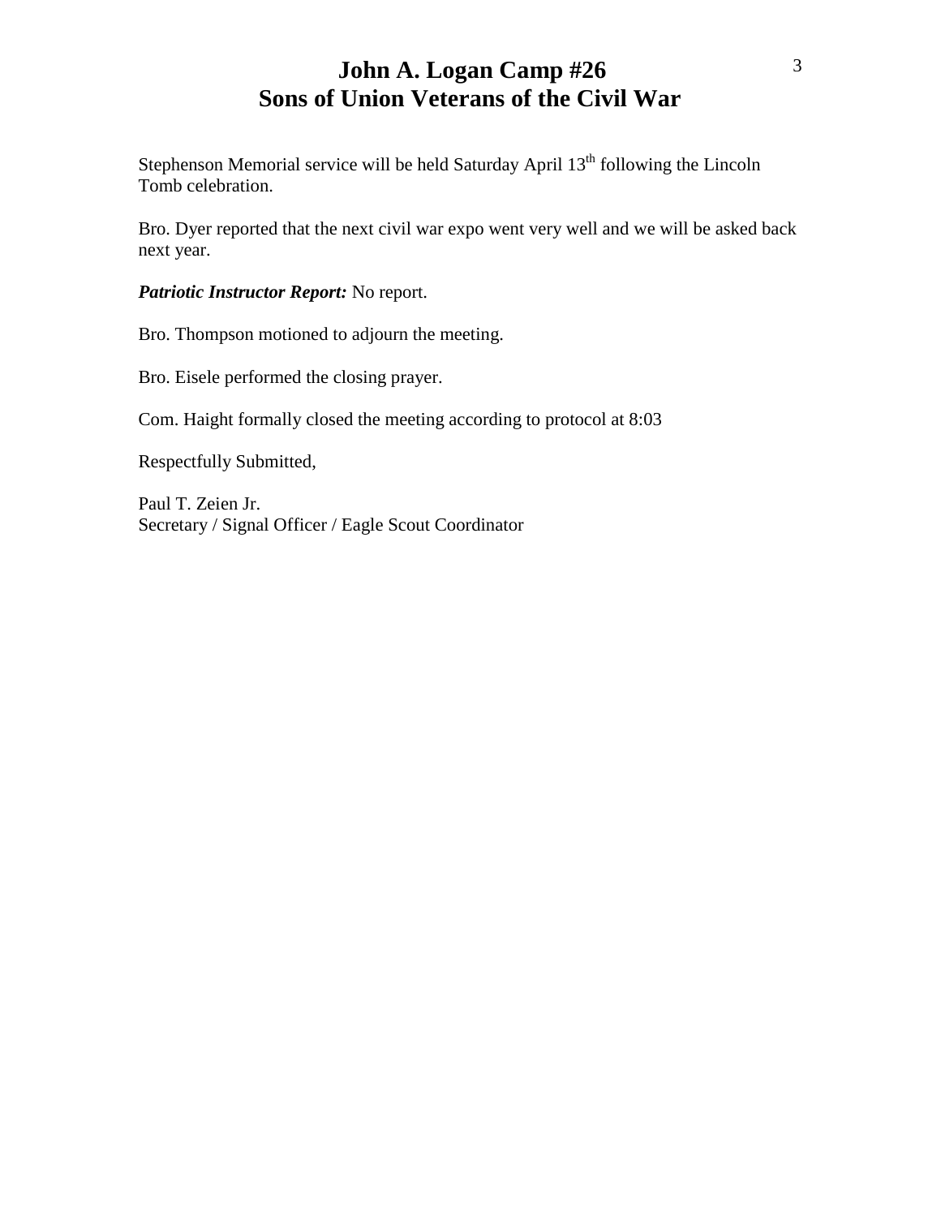Stephenson Memorial service will be held Saturday April 13th following the Lincoln Tomb celebration.

Bro. Dyer reported that the next civil war expo went very well and we will be asked back next year.

***Patriotic Instructor Report:*** No report.

Bro. Thompson motioned to adjourn the meeting.

Bro. Eisele performed the closing prayer.

Com. Haight formally closed the meeting according to protocol at 8:03

Respectfully Submitted,

Paul T. Zeien Jr.
Secretary / Signal Officer / Eagle Scout Coordinator